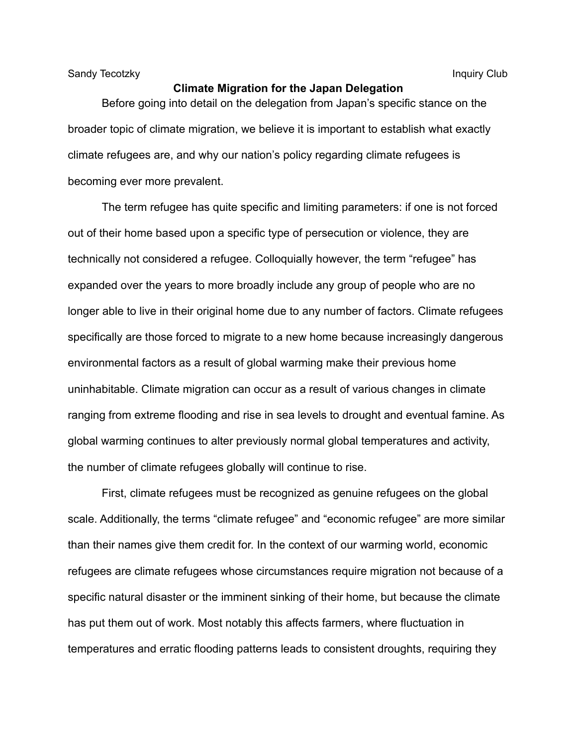Sandy Tecotzky Inquiry Club

# Climate Migration for the Japan Delegation

Before going into detail on the delegation from Japan's specific stance on the broader topic of climate migration, we believe it is important to establish what exactly climate refugees are, and why our nation's policy regarding climate refugees is becoming ever more prevalent.

The term refugee has quite specific and limiting parameters: if one is not forced out of their home based upon a specific type of persecution or violence, they are technically not considered a refugee. Colloquially however, the term "refugee" has expanded over the years to more broadly include any group of people who are no longer able to live in their original home due to any number of factors. Climate refugees specifically are those forced to migrate to a new home because increasingly dangerous environmental factors as a result of global warming make their previous home uninhabitable. Climate migration can occur as a result of various changes in climate ranging from extreme flooding and rise in sea levels to drought and eventual famine. As global warming continues to alter previously normal global temperatures and activity, the number of climate refugees globally will continue to rise.

First, climate refugees must be recognized as genuine refugees on the global scale. Additionally, the terms "climate refugee" and "economic refugee" are more similar than their names give them credit for. In the context of our warming world, economic refugees are climate refugees whose circumstances require migration not because of a specific natural disaster or the imminent sinking of their home, but because the climate has put them out of work. Most notably this affects farmers, where fluctuation in temperatures and erratic flooding patterns leads to consistent droughts, requiring they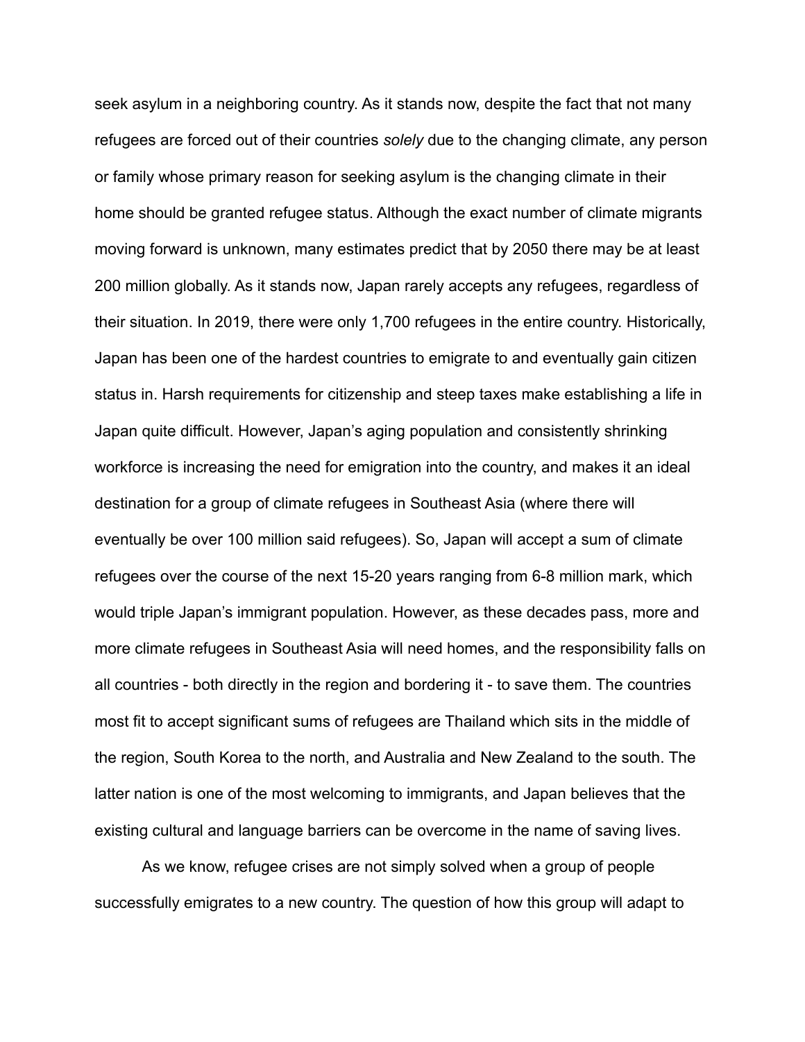seek asylum in a neighboring country. As it stands now, despite the fact that not many refugees are forced out of their countries *solely* due to the changing climate, any person or family whose primary reason for seeking asylum is the changing climate in their home should be granted refugee status. Although the exact number of climate migrants moving forward is unknown, many estimates predict that by 2050 there may be at least 200 million globally. As it stands now, Japan rarely accepts any refugees, regardless of their situation. In 2019, there were only 1,700 refugees in the entire country. Historically, Japan has been one of the hardest countries to emigrate to and eventually gain citizen status in. Harsh requirements for citizenship and steep taxes make establishing a life in Japan quite difficult. However, Japan's aging population and consistently shrinking workforce is increasing the need for emigration into the country, and makes it an ideal destination for a group of climate refugees in Southeast Asia (where there will eventually be over 100 million said refugees). So, Japan will accept a sum of climate refugees over the course of the next 15-20 years ranging from 6-8 million mark, which would triple Japan's immigrant population. However, as these decades pass, more and more climate refugees in Southeast Asia will need homes, and the responsibility falls on all countries - both directly in the region and bordering it - to save them. The countries most fit to accept significant sums of refugees are Thailand which sits in the middle of the region, South Korea to the north, and Australia and New Zealand to the south. The latter nation is one of the most welcoming to immigrants, and Japan believes that the existing cultural and language barriers can be overcome in the name of saving lives.

As we know, refugee crises are not simply solved when a group of people successfully emigrates to a new country. The question of how this group will adapt to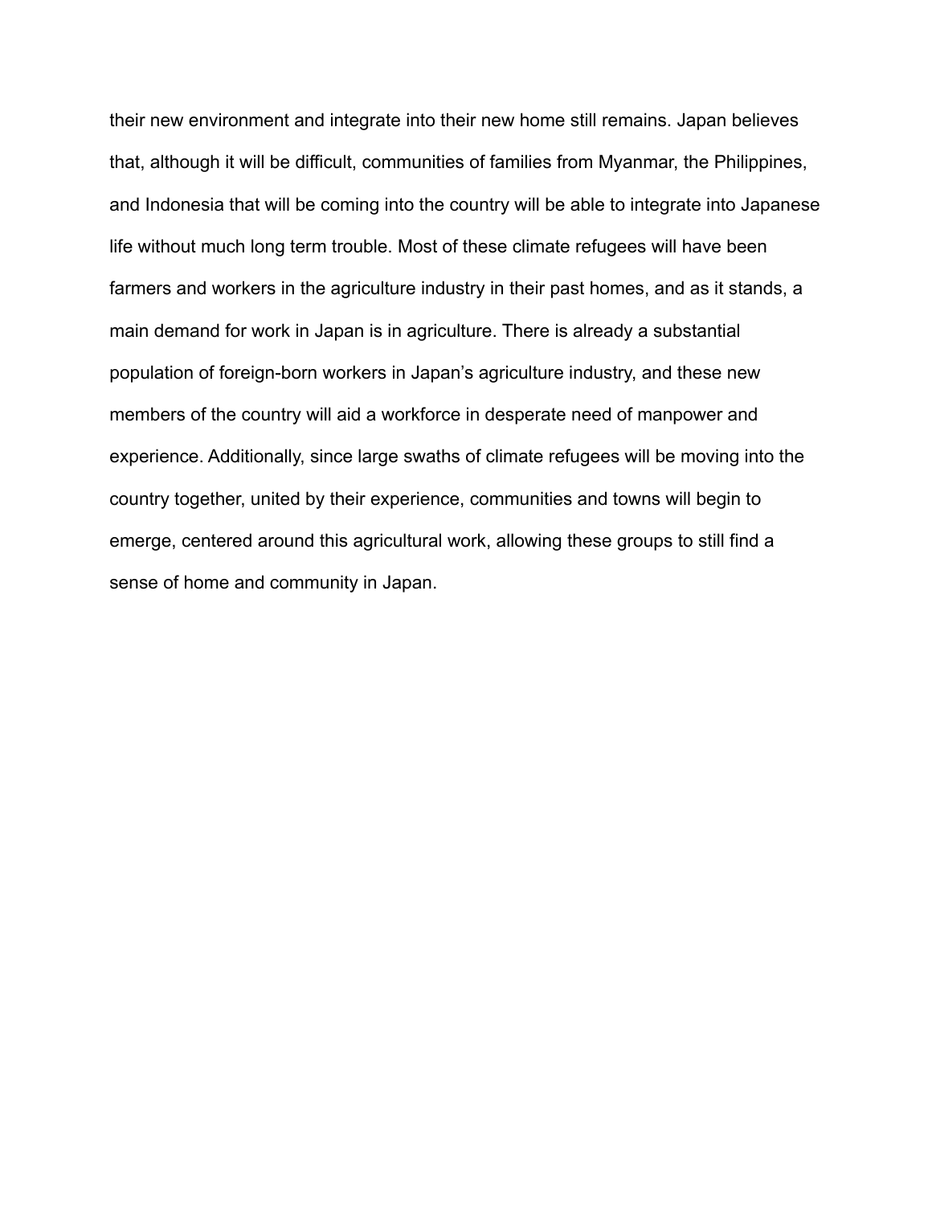their new environment and integrate into their new home still remains. Japan believes that, although it will be difficult, communities of families from Myanmar, the Philippines, and Indonesia that will be coming into the country will be able to integrate into Japanese life without much long term trouble. Most of these climate refugees will have been farmers and workers in the agriculture industry in their past homes, and as it stands, a main demand for work in Japan is in agriculture. There is already a substantial population of foreign-born workers in Japan's agriculture industry, and these new members of the country will aid a workforce in desperate need of manpower and experience. Additionally, since large swaths of climate refugees will be moving into the country together, united by their experience, communities and towns will begin to emerge, centered around this agricultural work, allowing these groups to still find a sense of home and community in Japan.